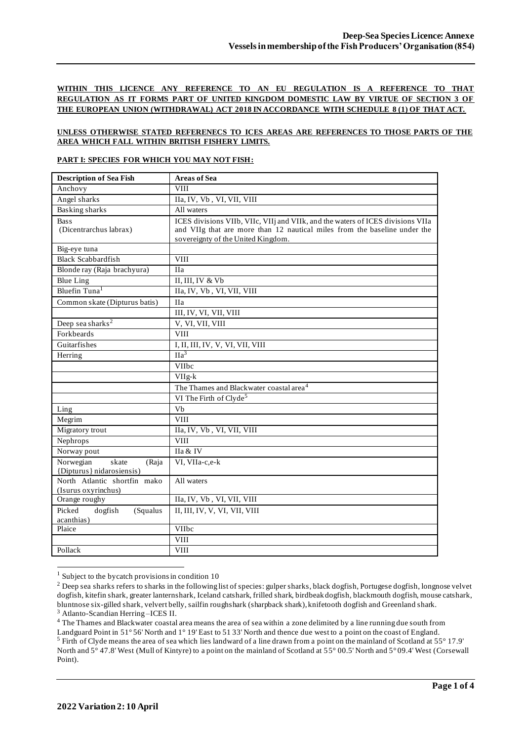**WITHIN THIS LICENCE ANY REFERENCE TO AN EU REGULATION IS A REFERENCE TO THAT REGULATION AS IT FORMS PART OF UNITED KINGDOM DOMESTIC LAW BY VIRTUE OF SECTION 3 OF THE EUROPEAN UNION (WITHDRAWAL) ACT 2018 IN ACCORDANCE WITH SCHEDULE 8 (1) OF THAT ACT.**

**UNLESS OTHERWISE STATED REFERENECS TO ICES AREAS ARE REFERENCES TO THOSE PARTS OF THE AREA WHICH FALL WITHIN BRITISH FISHERY LIMITS.**

**PART I: SPECIES FOR WHICH YOU MAY NOT FISH:**

| Description of Sea Fish | Areas of Sea |
|---|---|
| Anchovy | VIII |
| Angel sharks | IIa, IV, Vb , VI, VII, VIII |
| Basking sharks | All waters |
| Bass (Dicentrarchus labrax) | ICES divisions VIIb, VIIc, VIIj and VIIk, and the waters of ICES divisions VIIa and VIIg that are more than 12 nautical miles from the baseline under the sovereignty of the United Kingdom. |
| Big-eye tuna | |
| Black Scabbardfish | VIII |
| Blonde ray (Raja brachyura) | IIa |
| Blue Ling | II, III, IV & Vb |
| Bluefin Tuna[1] | IIa, IV, Vb , VI, VII, VIII |
| Common skate (Dipturus batis) | IIa |
| | III, IV, VI, VII, VIII |
| Deep sea sharks[2] | V, VI, VII, VIII |
| Forkbeards | VIII |
| Guitarfishes | I, II, III, IV, V, VI, VII, VIII |
| Herring | IIa[3] |
| | VIIbc |
| | VIIg-k |
| | The Thames and Blackwater coastal area[4] |
| | VI The Firth of Clyde[5] |
| Ling | Vb |
| Megrim | VIII |
| Migratory trout | IIa, IV, Vb , VI, VII, VIII |
| Nephrops | VIII |
| Norway pout | IIa & IV |
| Norwegian skate (Raja {Dipturus} nidarosiensis) | VI, VIIa-c,e-k |
| North Atlantic shortfin mako (Isurus oxyrinchus) | All waters |
| Orange roughy | IIa, IV, Vb , VI, VII, VIII |
| Picked dogfish (Squalus acanthias) | II, III, IV, V, VI, VII, VIII |
| Plaice | VIIbc |
| | VIII |
| Pollack | VIII |

[1] Subject to the bycatch provisions in condition 10

[2] Deep sea sharks refers to sharks in the following list of species: gulper sharks, black dogfish, Portugese dogfish, longnose velvet dogfish, kitefin shark, greater lanternshark, Iceland catshark, frilled shark, birdbeak dogfish, blackmouth dogfish, mouse catshark, bluntnose six-gilled shark, velvert belly, sailfin roughshark (sharpback shark), knifetooth dogfish and Greenland shark.

[3] Atlanto-Scandian Herring –ICES II.

[4] The Thames and Blackwater coastal area means the area of sea within a zone delimited by a line running due south from Landguard Point in 51° 56' North and 1° 19' East to 51 33' North and thence due west to a point on the coast of England.

[5] Firth of Clyde means the area of sea which lies landward of a line drawn from a point on the mainland of Scotland at 55° 17.9' North and 5° 47.8' West (Mull of Kintyre) to a point on the mainland of Scotland at 55° 00.5' North and 5° 09.4' West (Corsewall Point).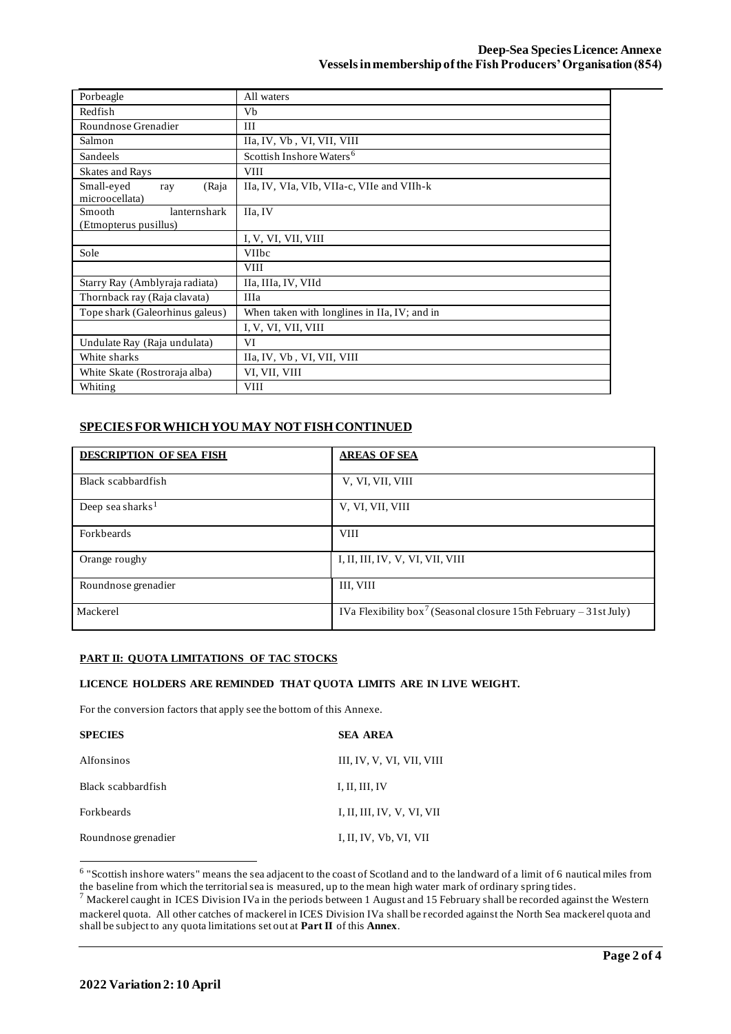| Porbeagle | All waters |
| --- | --- |
| Redfish | Vb |
| Roundnose Grenadier | III |
| Salmon | IIa, IV, Vb , VI, VII, VIII |
| Sandeels | Scottish Inshore Waters[6] |
| Skates and Rays | VIII |
| Small-eyed ray (Raja microocellata) | IIa, IV, VIa, VIb, VIIa-c, VIIe and VIIh-k |
| Smooth lanternshark (Etmopterus pusillus) | IIa, IV |
| | I, V, VI, VII, VIII |
| Sole | VIIbc |
| | VIII |
| Starry Ray (Amblyraja radiata) | IIa, IIIa, IV, VIId |
| Thornback ray (Raja clavata) | IIIa |
| Tope shark (Galeorhinus galeus) | When taken with longlines in IIa, IV; and in |
| | I, V, VI, VII, VIII |
| Undulate Ray (Raja undulata) | VI |
| White sharks | IIa, IV, Vb , VI, VII, VIII |
| White Skate (Rostroraja alba) | VI, VII, VIII |
| Whiting | VIII |

## SPECIES FOR WHICH YOU MAY NOT FISH CONTINUED

| DESCRIPTION OF SEA FISH | AREAS OF SEA |
| --- | --- |
| Black scabbardfish | V, VI, VII, VIII |
| Deep sea sharks[1] | V, VI, VII, VIII |
| Forkbeards | VIII |
| Orange roughy | I, II, III, IV, V, VI, VII, VIII |
| Roundnose grenadier | III, VIII |
| Mackerel | IVa Flexibility box[7] (Seasonal closure 15th February – 31st July) |

### PART II: QUOTA LIMITATIONS OF TAC STOCKS

**LICENCE HOLDERS ARE REMINDED THAT QUOTA LIMITS ARE IN LIVE WEIGHT.**

For the conversion factors that apply see the bottom of this Annexe.

| SPECIES | SEA AREA |
| --- | --- |
| Alfonsinos | III, IV, V, VI, VII, VIII |
| Black scabbardfish | I, II, III, IV |
| Forkbeards | I, II, III, IV, V, VI, VII |
| Roundnose grenadier | I, II, IV, Vb, VI, VII |

[6] "Scottish inshore waters" means the sea adjacent to the coast of Scotland and to the landward of a limit of 6 nautical miles from the baseline from which the territorial sea is measured, up to the mean high water mark of ordinary spring tides.

[7] Mackerel caught in ICES Division IVa in the periods between 1 August and 15 February shall be recorded against the Western mackerel quota. All other catches of mackerel in ICES Division IVa shall be recorded against the North Sea mackerel quota and shall be subject to any quota limitations set out at **Part II** of this **Annex**.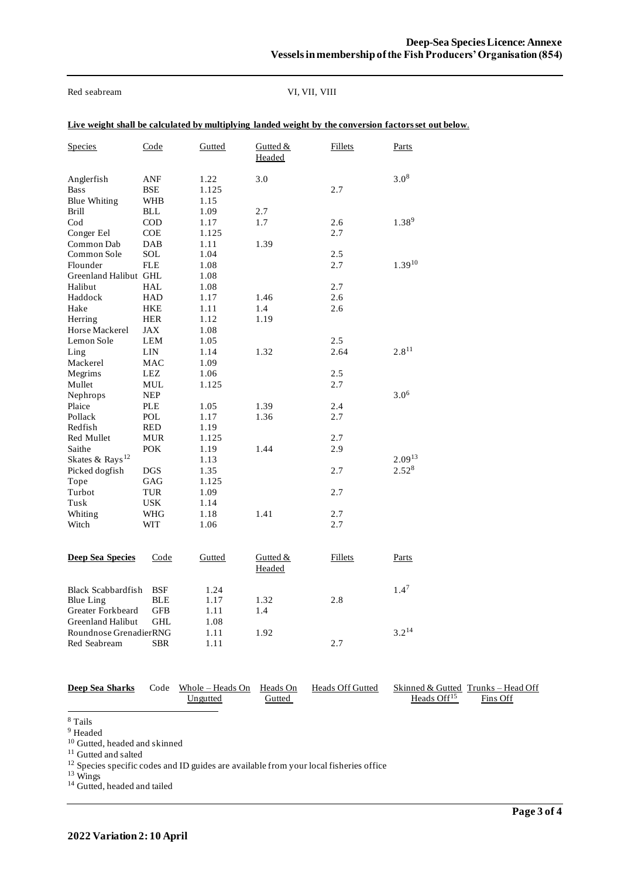Red seabream VI, VII, VIII

**Live weight shall be calculated by multiplying landed weight by the conversion factors set out below.**

| Species | Code | Gutted | Gutted & Headed | Fillets | Parts |
|---|---|---|---|---|---|
| Anglerfish | ANF | 1.22 | 3.0 | | 3.0[8] |
| Bass | BSE | 1.125 | | 2.7 | |
| Blue Whiting | WHB | 1.15 | | | |
| Brill | BLL | 1.09 | 2.7 | | |
| Cod | COD | 1.17 | 1.7 | 2.6 | 1.38[9] |
| Conger Eel | COE | 1.125 | | 2.7 | |
| Common Dab | DAB | 1.11 | 1.39 | | |
| Common Sole | SOL | 1.04 | | 2.5 | |
| Flounder | FLE | 1.08 | | 2.7 | 1.39[10] |
| Greenland Halibut | GHL | 1.08 | | | |
| Halibut | HAL | 1.08 | | 2.7 | |
| Haddock | HAD | 1.17 | 1.46 | 2.6 | |
| Hake | HKE | 1.11 | 1.4 | 2.6 | |
| Herring | HER | 1.12 | 1.19 | | |
| Horse Mackerel | JAX | 1.08 | | | |
| Lemon Sole | LEM | 1.05 | | 2.5 | |
| Ling | LIN | 1.14 | 1.32 | 2.64 | 2.8[11] |
| Mackerel | MAC | 1.09 | | | |
| Megrims | LEZ | 1.06 | | 2.5 | |
| Mullet | MUL | 1.125 | | 2.7 | |
| Nephrops | NEP | | | | 3.0[6] |
| Plaice | PLE | 1.05 | 1.39 | 2.4 | |
| Pollack | POL | 1.17 | 1.36 | 2.7 | |
| Redfish | RED | 1.19 | | | |
| Red Mullet | MUR | 1.125 | | 2.7 | |
| Saithe | POK | 1.19 | 1.44 | 2.9 | |
| Skates & Rays[12] | | 1.13 | | | 2.09[13] |
| Picked dogfish | DGS | 1.35 | | 2.7 | 2.52[8] |
| Tope | GAG | 1.125 | | | |
| Turbot | TUR | 1.09 | | 2.7 | |
| Tusk | USK | 1.14 | | | |
| Whiting | WHG | 1.18 | 1.41 | 2.7 | |
| Witch | WIT | 1.06 | | 2.7 | |

| **Deep Sea Species** | Code | Gutted | Gutted & Headed | Fillets | Parts |
|---|---|---|---|---|---|
| Black Scabbardfish | BSF | 1.24 | | | 1.4[7] |
| Blue Ling | BLE | 1.17 | 1.32 | 2.8 | |
| Greater Forkbeard | GFB | 1.11 | 1.4 | | |
| Greenland Halibut | GHL | 1.08 | | | |
| Roundnose Grenadier | RNG | 1.11 | 1.92 | | 3.2[14] |
| Red Seabream | SBR | 1.11 | | 2.7 | |

| **Deep Sea Sharks** | Code | Whole – Heads On Ungutted | Heads On Gutted | Heads Off Gutted | Skinned & Gutted Heads Off[15] | Trunks – Head Off Fins Off |
|---|---|---|---|---|---|---|

[8] Tails

[9] Headed

[10] Gutted, headed and skinned

[11] Gutted and salted

[12] Species specific codes and ID guides are available from your local fisheries office

[13] Wings

[14] Gutted, headed and tailed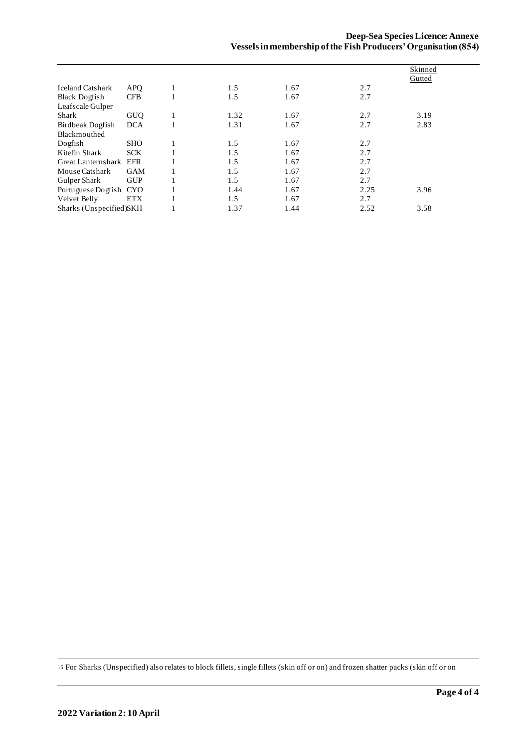| | | | | | | Skinned Gutted |
|---|---|---|---|---|---|---|
| Iceland Catshark | APQ | 1 | 1.5 | 1.67 | 2.7 | |
| Black Dogfish | CFB | 1 | 1.5 | 1.67 | 2.7 | |
| Leafscale Gulper Shark | GUQ | 1 | 1.32 | 1.67 | 2.7 | 3.19 |
| Birdbeak Dogfish | DCA | 1 | 1.31 | 1.67 | 2.7 | 2.83 |
| Blackmouthed Dogfish | SHO | 1 | 1.5 | 1.67 | 2.7 | |
| Kitefin Shark | SCK | 1 | 1.5 | 1.67 | 2.7 | |
| Great Lanternshark | EFR | 1 | 1.5 | 1.67 | 2.7 | |
| Mouse Catshark | GAM | 1 | 1.5 | 1.67 | 2.7 | |
| Gulper Shark | GUP | 1 | 1.5 | 1.67 | 2.7 | |
| Portuguese Dogfish | CYO | 1 | 1.44 | 1.67 | 2.25 | 3.96 |
| Velvet Belly | ETX | 1 | 1.5 | 1.67 | 2.7 | |
| Sharks (Unspecified) | SKH | 1 | 1.37 | 1.44 | 2.52 | 3.58 |

[15] For Sharks (Unspecified) also relates to block fillets, single fillets (skin off or on) and frozen shatter packs (skin off or on

2022 Variation 2: 10 April